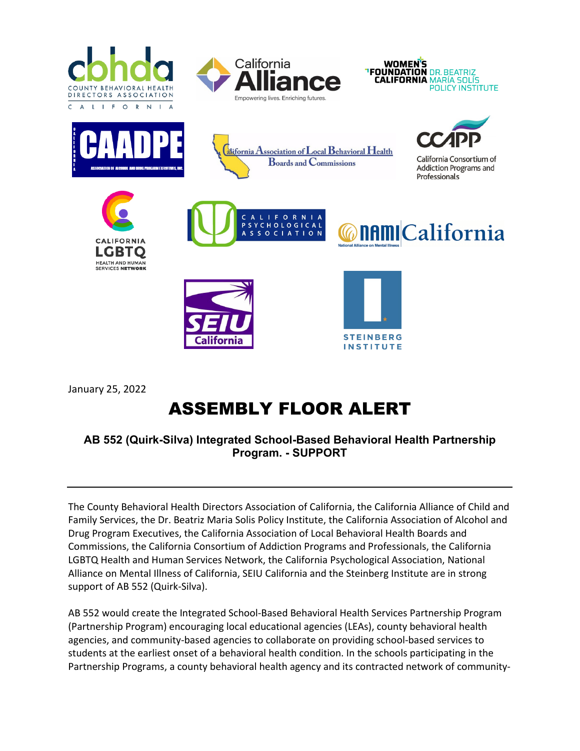January 25, 2022

# ASSEMBLY FLOOR ALERT

**AB 552 (Quirk-Silva) Integrated School-Based Behavioral Health Partnership Program. - SUPPORT**

---

The County Behavioral Health Directors Association of California, the California Alliance of Child and Family Services, the Dr. Beatriz Maria Solis Policy Institute, the California Association of Alcohol and Drug Program Executives, the California Association of Local Behavioral Health Boards and Commissions, the California Consortium of Addiction Programs and Professionals, the California LGBTQ Health and Human Services Network, the California Psychological Association, National Alliance on Mental Illness of California, SEIU California and the Steinberg Institute are in strong support of AB 552 (Quirk-Silva).

AB 552 would create the Integrated School-Based Behavioral Health Services Partnership Program (Partnership Program) encouraging local educational agencies (LEAs), county behavioral health agencies, and community-based agencies to collaborate on providing school-based services to students at the earliest onset of a behavioral health condition. In the schools participating in the Partnership Programs, a county behavioral health agency and its contracted network of community-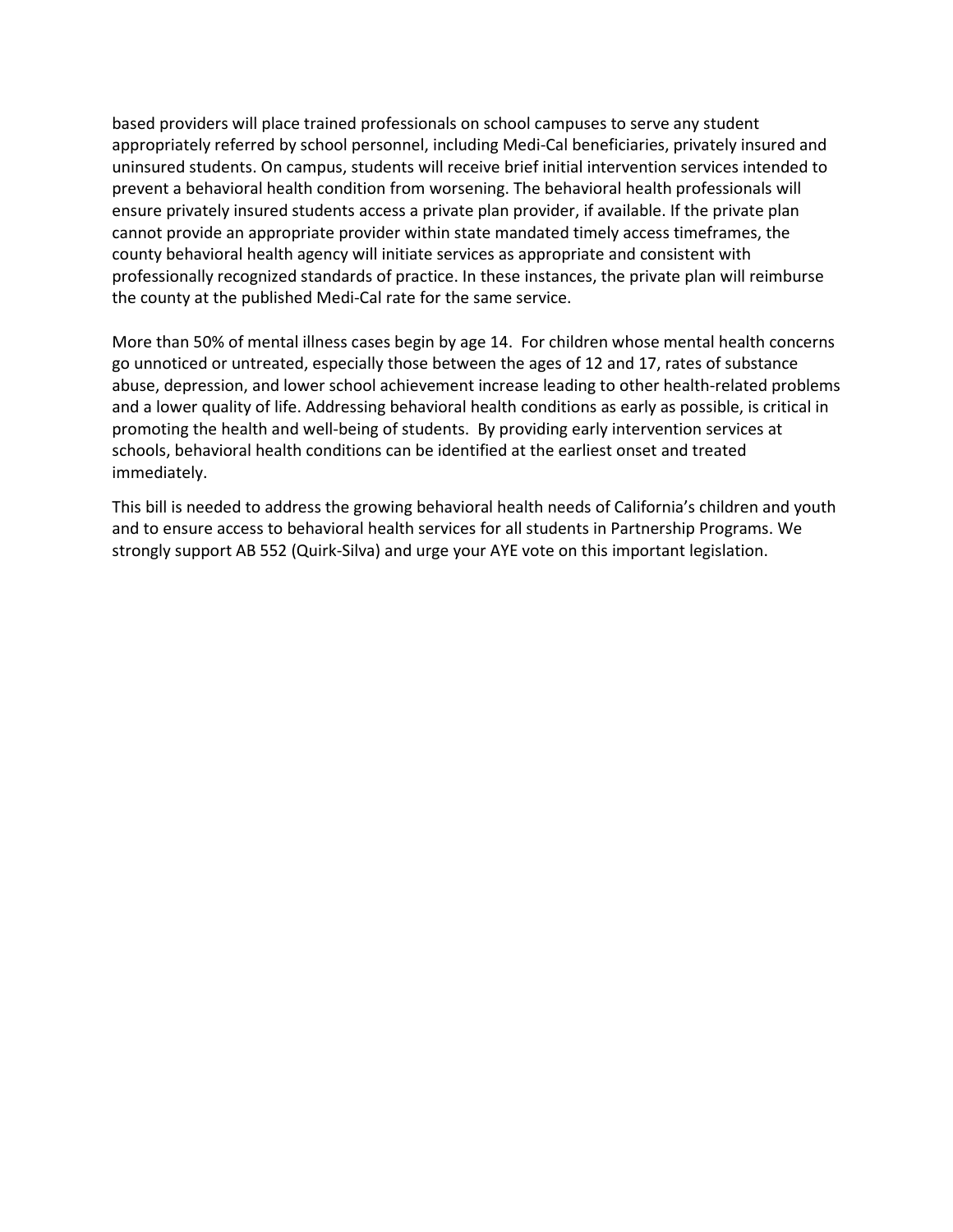based providers will place trained professionals on school campuses to serve any student appropriately referred by school personnel, including Medi-Cal beneficiaries, privately insured and uninsured students. On campus, students will receive brief initial intervention services intended to prevent a behavioral health condition from worsening. The behavioral health professionals will ensure privately insured students access a private plan provider, if available. If the private plan cannot provide an appropriate provider within state mandated timely access timeframes, the county behavioral health agency will initiate services as appropriate and consistent with professionally recognized standards of practice. In these instances, the private plan will reimburse the county at the published Medi-Cal rate for the same service.

More than 50% of mental illness cases begin by age 14. For children whose mental health concerns go unnoticed or untreated, especially those between the ages of 12 and 17, rates of substance abuse, depression, and lower school achievement increase leading to other health-related problems and a lower quality of life. Addressing behavioral health conditions as early as possible, is critical in promoting the health and well-being of students. By providing early intervention services at schools, behavioral health conditions can be identified at the earliest onset and treated immediately.

This bill is needed to address the growing behavioral health needs of California's children and youth and to ensure access to behavioral health services for all students in Partnership Programs. We strongly support AB 552 (Quirk-Silva) and urge your AYE vote on this important legislation.